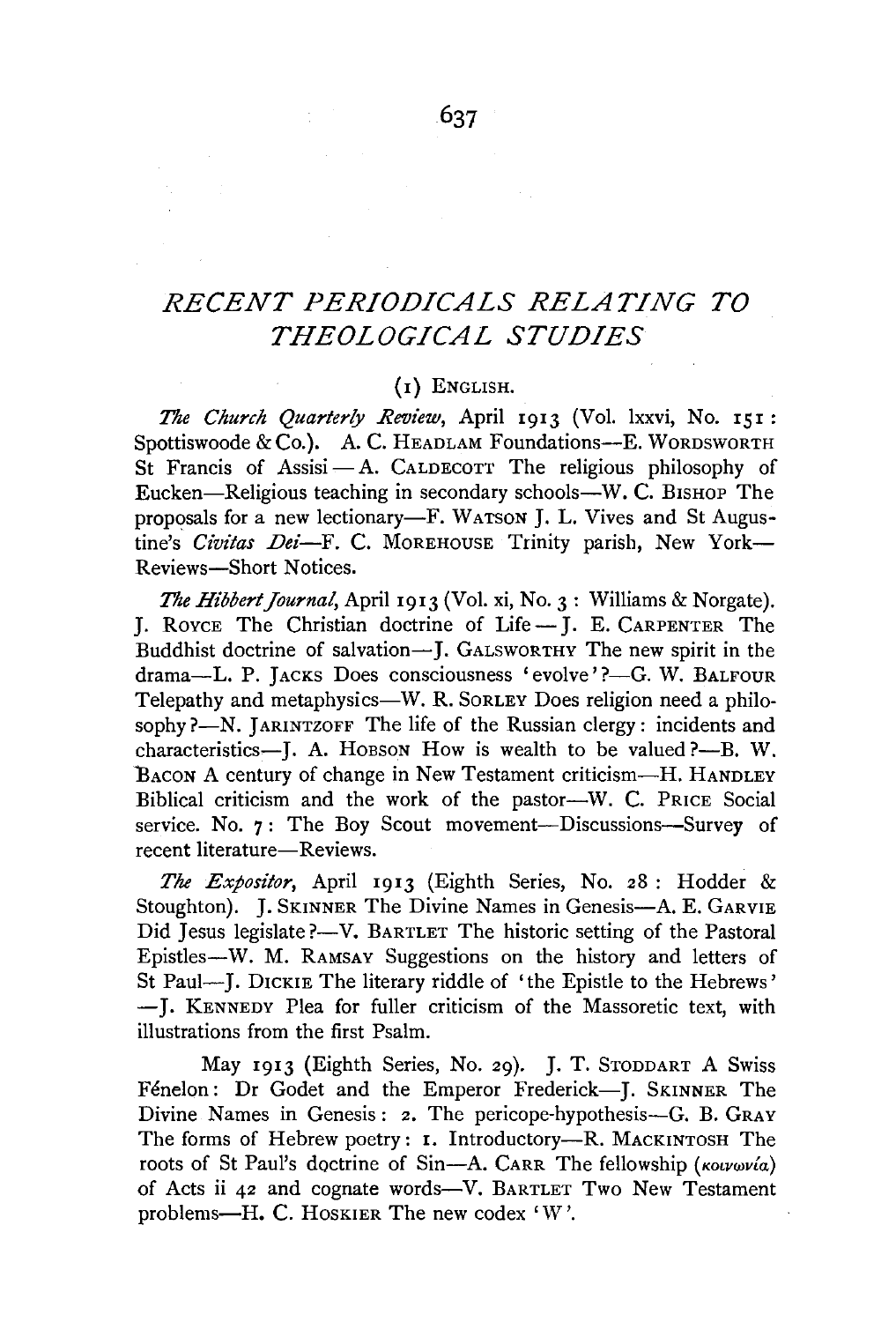# *RECENT PERIODICALS RELATING TO THEOLOGICAL STUDIES*

## (1) English.

*The Church Quarterly Review*, April 1913 (Vol. lxxvi, No. 151: Spottiswoode & Co.). A. C. Headlam Foundations—E. Wordsworth St Francis of Assisi—A. Caldecott The religious philosophy of Eucken—Religious teaching in secondary schools—W. C. Bishop The proposals for a new lectionary—F. Watson J. L. Vives and St Augustine's *Civitas Dei*—F. C. Morehouse Trinity parish, New York—Reviews—Short Notices.

*The Hibbert Journal*, April 1913 (Vol. xi, No. 3: Williams & Norgate). J. Royce The Christian doctrine of Life—J. E. Carpenter The Buddhist doctrine of salvation—J. Galsworthy The new spirit in the drama—L. P. Jacks Does consciousness 'evolve'?—G. W. Balfour Telepathy and metaphysics—W. R. Sorley Does religion need a philosophy?—N. Jarintzoff The life of the Russian clergy: incidents and characteristics—J. A. Hobson How is wealth to be valued?—B. W. Bacon A century of change in New Testament criticism—H. Handley Biblical criticism and the work of the pastor—W. C. Price Social service. No. 7: The Boy Scout movement—Discussions—Survey of recent literature—Reviews.

*The Expositor*, April 1913 (Eighth Series, No. 28: Hodder & Stoughton). J. Skinner The Divine Names in Genesis—A. E. Garvie Did Jesus legislate?—V. Bartlet The historic setting of the Pastoral Epistles—W. M. Ramsay Suggestions on the history and letters of St Paul—J. Dickie The literary riddle of 'the Epistle to the Hebrews'—J. Kennedy Plea for fuller criticism of the Massoretic text, with illustrations from the first Psalm.

May 1913 (Eighth Series, No. 29). J. T. Stoddart A Swiss Fénelon: Dr Godet and the Emperor Frederick—J. Skinner The Divine Names in Genesis: 2. The pericope-hypothesis—G. B. Gray The forms of Hebrew poetry: 1. Introductory—R. Mackintosh The roots of St Paul's doctrine of Sin—A. Carr The fellowship (κοινωνία) of Acts ii 42 and cognate words—V. Bartlet Two New Testament problems—H. C. Hoskier The new codex 'W'.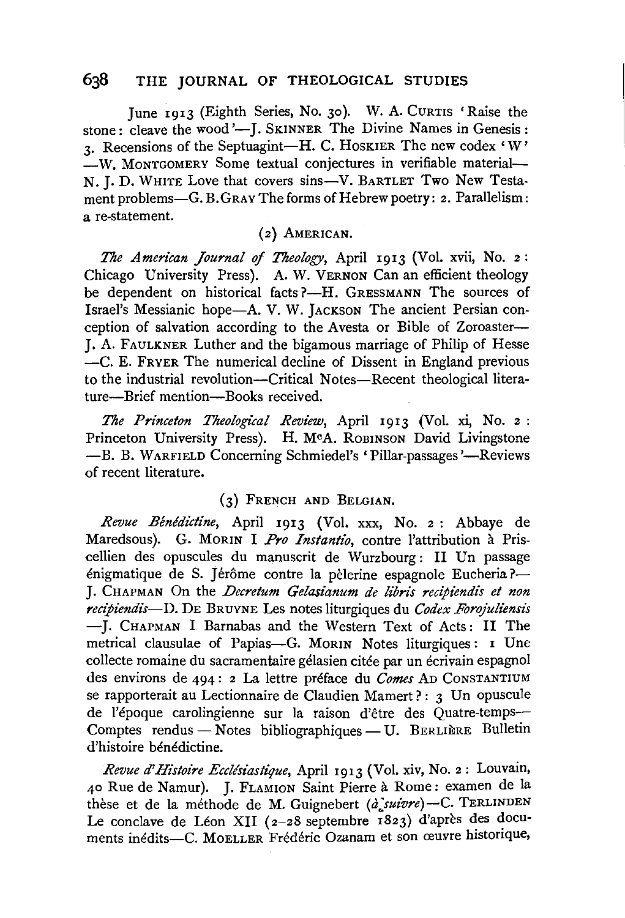June 1913 (Eighth Series, No. 30). W. A. CURTIS 'Raise the stone: cleave the wood'—J. SKINNER The Divine Names in Genesis: 3. Recensions of the Septuagint—H. C. HOSKIER The new codex 'W' —W. MONTGOMERY Some textual conjectures in verifiable material—N. J. D. WHITE Love that covers sins—V. BARTLET Two New Testament problems—G. B. GRAY The forms of Hebrew poetry: 2. Parallelism: a re-statement.

(2) AMERICAN.

*The American Journal of Theology*, April 1913 (Vol. xvii, No. 2: Chicago University Press). A. W. VERNON Can an efficient theology be dependent on historical facts?—H. GRESSMANN The sources of Israel's Messianic hope—A. V. W. JACKSON The ancient Persian conception of salvation according to the Avesta or Bible of Zoroaster—J. A. FAULKNER Luther and the bigamous marriage of Philip of Hesse —C. E. FRYER The numerical decline of Dissent in England previous to the industrial revolution—Critical Notes—Recent theological literature—Brief mention—Books received.

*The Princeton Theological Review*, April 1913 (Vol. xi, No. 2: Princeton University Press). H. McA. ROBINSON David Livingstone —B. B. WARFIELD Concerning Schmiedel's 'Pillar-passages'—Reviews of recent literature.

(3) FRENCH AND BELGIAN.

*Revue Bénédictine*, April 1913 (Vol. xxx, No. 2: Abbaye de Maredsous). G. MORIN I *Pro Instantio*, contre l'attribution à Priscellien des opuscules du manuscrit de Wurzbourg: II Un passage énigmatique de S. Jérôme contre la pèlerine espagnole Eucheria?—J. CHAPMAN On the *Decretum Gelasianum de libris recipiendis et non recipiendis*—D. DE BRUYNE Les notes liturgiques du *Codex Forojuliensis* —J. CHAPMAN I Barnabas and the Western Text of Acts: II The metrical clausulae of Papias—G. MORIN Notes liturgiques: 1 Une collecte romaine du sacramentaire gélasien citée par un écrivain espagnol des environs de 494: 2 La lettre préface du *Comes* AD CONSTANTIUM se rapporterait au Lectionnaire de Claudien Mamert?: 3 Un opuscule de l'époque carolingienne sur la raison d'être des Quatre-temps—Comptes rendus — Notes bibliographiques — U. BERLIÈRE Bulletin d'histoire bénédictine.

*Revue d'Histoire Ecclésiastique*, April 1913 (Vol. xiv, No. 2: Louvain, 40 Rue de Namur). J. FLAMION Saint Pierre à Rome: examen de la thèse et de la méthode de M. Guignebert (*à suivre*)—C. TERLINDEN Le conclave de Léon XII (2–28 septembre 1823) d'après des documents inédits—C. MOELLER Frédéric Ozanam et son œuvre historique,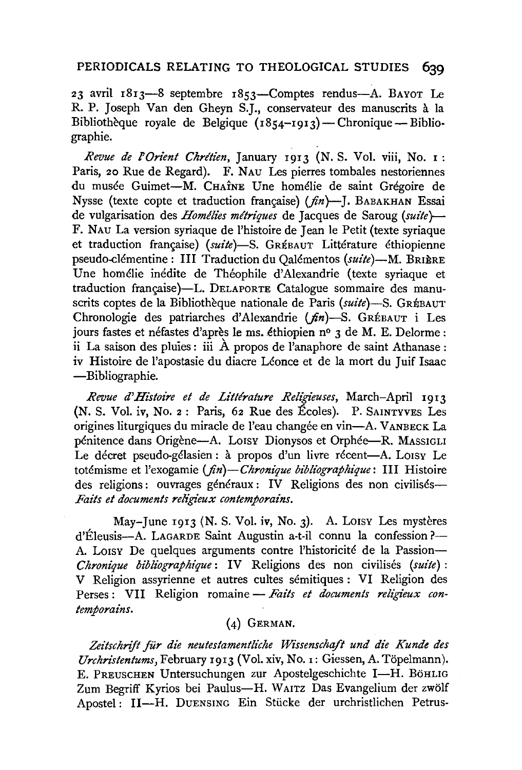23 avril 1813—8 septembre 1853—Comptes rendus—A. BAYOT Le R. P. Joseph Van den Gheyn S.J., conservateur des manuscrits à la Bibliothèque royale de Belgique (1854–1913)—Chronique—Bibliographie.

*Revue de l'Orient Chrétien*, January 1913 (N. S. Vol. viii, No. 1: Paris, 20 Rue de Regard). F. NAU Les pierres tombales nestoriennes du musée Guimet—M. CHAÎNE Une homélie de saint Grégoire de Nysse (texte copte et traduction française) (*fin*)—J. BABAKHAN Essai de vulgarisation des *Homélies métriques* de Jacques de Saroug (*suite*)—F. NAU La version syriaque de l'histoire de Jean le Petit (texte syriaque et traduction française) (*suite*)—S. GRÉBAUT Littérature éthiopienne pseudo-clémentine: III Traduction du Qalémentos (*suite*)—M. BRIÈRE Une homélie inédite de Théophile d'Alexandrie (texte syriaque et traduction française)—L. DELAPORTE Catalogue sommaire des manuscrits coptes de la Bibliothèque nationale de Paris (*suite*)—S. GRÉBAUT Chronologie des patriarches d'Alexandrie (*fin*)—S. GRÉBAUT i Les jours fastes et néfastes d'après le ms. éthiopien nº 3 de M. E. Delorme: ii La saison des pluies: iii À propos de l'anaphore de saint Athanase: iv Histoire de l'apostasie du diacre Léonce et de la mort du Juif Isaac—Bibliographie.

*Revue d'Histoire et de Littérature Religieuses*, March–April 1913 (N. S. Vol. iv, No. 2: Paris, 62 Rue des Écoles). P. SAINTYVES Les origines liturgiques du miracle de l'eau changée en vin—A. VANBECK La pénitence dans Origène—A. LOISY Dionysos et Orphée—R. MASSIGLI Le décret pseudo-gélasien: à propos d'un livre récent—A. LOISY Le totémisme et l'exogamie (*fin*)—*Chronique bibliographique*: III Histoire des religions: ouvrages généraux: IV Religions des non civilisés—*Faits et documents religieux contemporains.*

May–June 1913 (N. S. Vol. iv, No. 3). A. LOISY Les mystères d'Éleusis—A. LAGARDE Saint Augustin a-t-il connu la confession?—A. LOISY De quelques arguments contre l'historicité de la Passion—*Chronique bibliographique*: IV Religions des non civilisés (*suite*): V Religion assyrienne et autres cultes sémitiques: VI Religion des Perses: VII Religion romaine—*Faits et documents religieux contemporains.*

## (4) GERMAN.

*Zeitschrift für die neutestamentliche Wissenschaft und die Kunde des Urchristentums*, February 1913 (Vol. xiv, No. 1: Giessen, A. Töpelmann). E. PREUSCHEN Untersuchungen zur Apostelgeschichte I—H. BÖHLIG Zum Begriff Kyrios bei Paulus—H. WAITZ Das Evangelium der zwölf Apostel: II—H. DUENSING Ein Stücke der urchristlichen Petrus-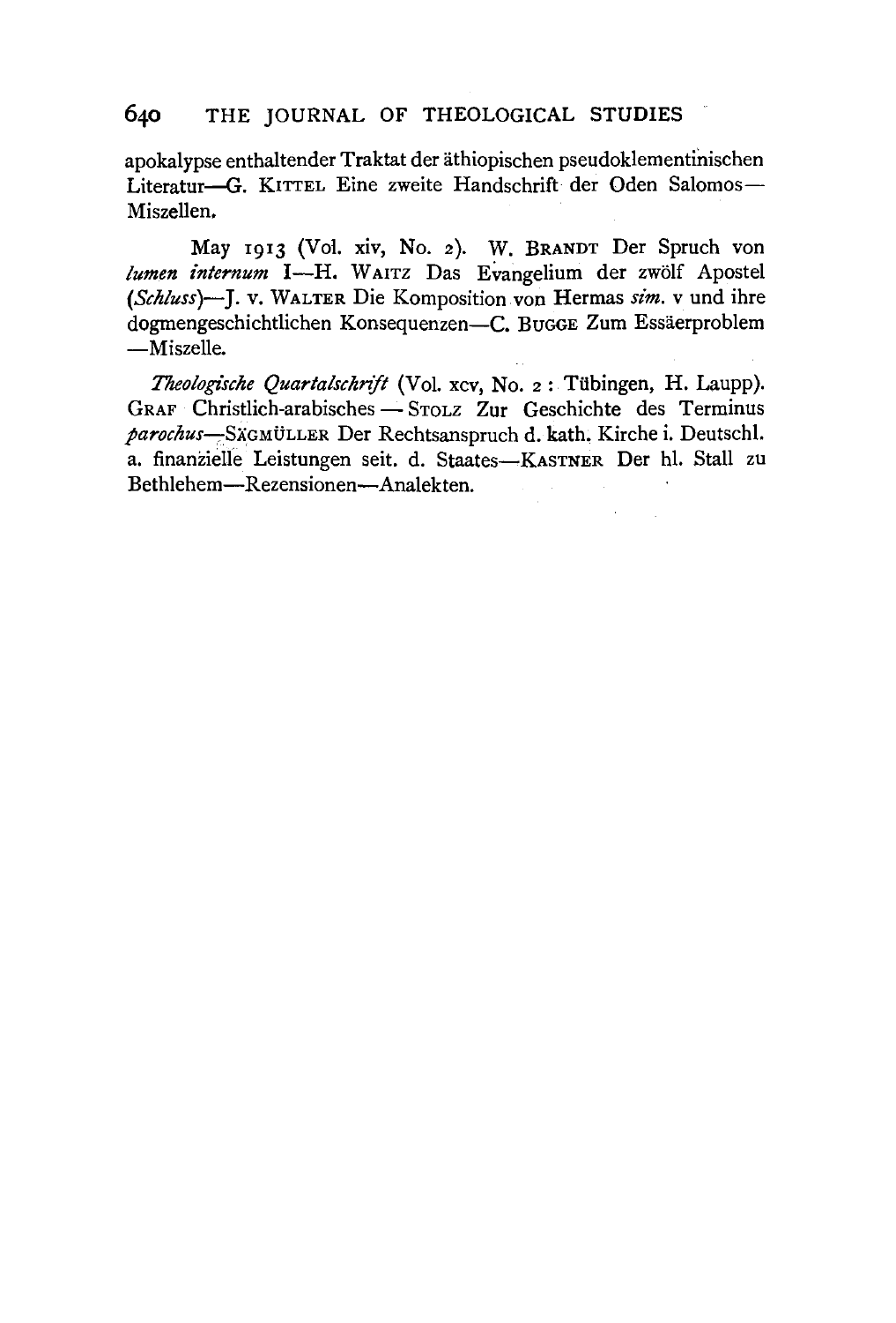apokalypse enthaltender Traktat der äthiopischen pseudoklementinischen Literatur—G. Kittel Eine zweite Handschrift der Oden Salomos—Miszellen.

May 1913 (Vol. xiv, No. 2). W. Brandt Der Spruch von *lumen internum* I—H. Waitz Das Evangelium der zwölf Apostel (*Schluss*)—J. v. Walter Die Komposition von Hermas *sim.* v und ihre dogmengeschichtlichen Konsequenzen—C. Bugge Zum Essäerproblem—Miszelle.

*Theologische Quartalschrift* (Vol. xcv, No. 2: Tübingen, H. Laupp). Graf Christlich-arabisches — Stolz Zur Geschichte des Terminus *parochus*—Sägmüller Der Rechtsanspruch d. kath. Kirche i. Deutschl. a. finanzielle Leistungen seit. d. Staates—Kastner Der hl. Stall zu Bethlehem—Rezensionen—Analekten.